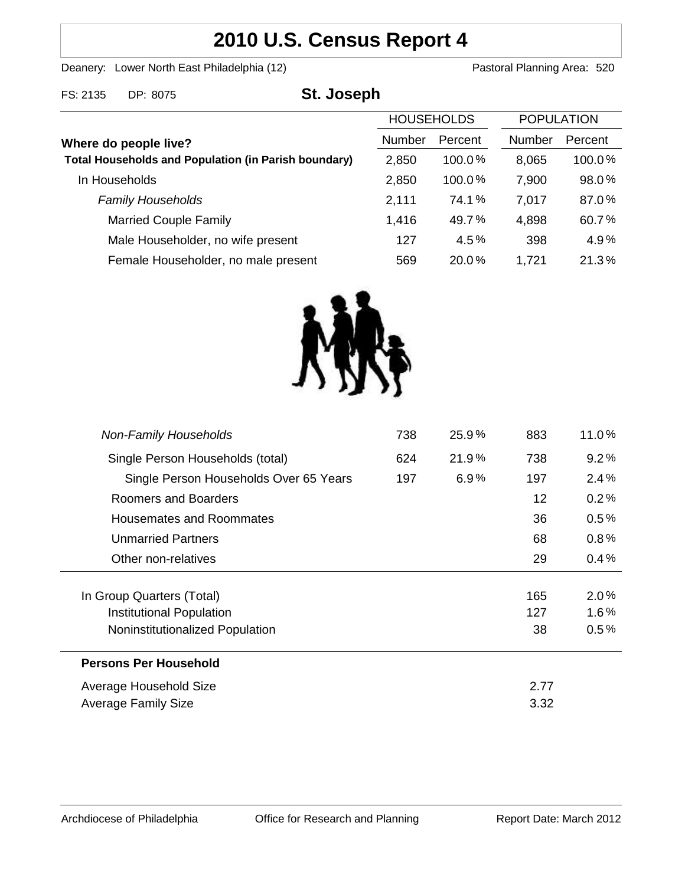# 2010 U.S. Census Report 4

Deanery: Lower North East Philadelphia (12)    Pastoral Planning Area: 520

FS: 2135    DP: 8075

## St. Joseph

| Where do people live? | HOUSEHOLDS | | POPULATION | |
|---|---|---|---|---|
| | Number | Percent | Number | Percent |
| **Total Households and Population (in Parish boundary)** | 2,850 | 100.0% | 8,065 | 100.0% |
| In Households | 2,850 | 100.0% | 7,900 | 98.0% |
| *Family Households* | 2,111 | 74.1% | 7,017 | 87.0% |
| Married Couple Family | 1,416 | 49.7% | 4,898 | 60.7% |
| Male Householder, no wife present | 127 | 4.5% | 398 | 4.9% |
| Female Householder, no male present | 569 | 20.0% | 1,721 | 21.3% |
| *Non-Family Households* | 738 | 25.9% | 883 | 11.0% |
| Single Person Households (total) | 624 | 21.9% | 738 | 9.2% |
| Single Person Households Over 65 Years | 197 | 6.9% | 197 | 2.4% |
| Roomers and Boarders | | | 12 | 0.2% |
| Housemates and Roommates | | | 36 | 0.5% |
| Unmarried Partners | | | 68 | 0.8% |
| Other non-relatives | | | 29 | 0.4% |
| In Group Quarters (Total) | | | 165 | 2.0% |
| Institutional Population | | | 127 | 1.6% |
| Noninstitutionalized Population | | | 38 | 0.5% |

**Persons Per Household**

| | |
|---|---|
| Average Household Size | 2.77 |
| Average Family Size | 3.32 |

Archdiocese of Philadelphia    Office for Research and Planning    Report Date: March 2012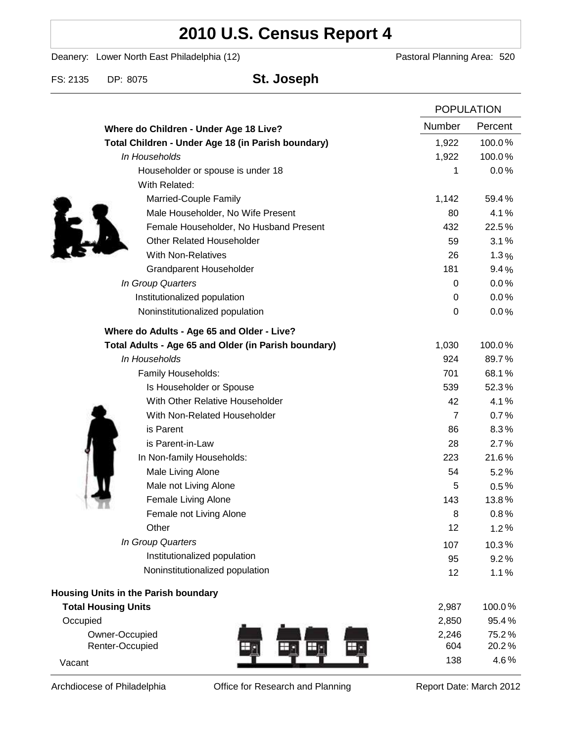# 2010 U.S. Census Report 4

Deanery: Lower North East Philadelphia (12) | Pastoral Planning Area: 520

FS: 2135 | DP: 8075

## St. Joseph

| | POPULATION | |
|---|---|---|
| | Number | Percent |
| **Where do Children - Under Age 18 Live?** | | |
| **Total Children - Under Age 18 (in Parish boundary)** | 1,922 | 100.0% |
| *In Households* | 1,922 | 100.0% |
| Householder or spouse is under 18 | 1 | 0.0% |
| With Related: | | |
| Married-Couple Family | 1,142 | 59.4% |
| Male Householder, No Wife Present | 80 | 4.1% |
| Female Householder, No Husband Present | 432 | 22.5% |
| Other Related Householder | 59 | 3.1% |
| With Non-Relatives | 26 | 1.3% |
| Grandparent Householder | 181 | 9.4% |
| *In Group Quarters* | 0 | 0.0% |
| Institutionalized population | 0 | 0.0% |
| Noninstitutionalized population | 0 | 0.0% |
| **Where do Adults - Age 65 and Older - Live?** | | |
| **Total Adults - Age 65 and Older (in Parish boundary)** | 1,030 | 100.0% |
| *In Households* | 924 | 89.7% |
| Family Households: | 701 | 68.1% |
| Is Householder or Spouse | 539 | 52.3% |
| With Other Relative Householder | 42 | 4.1% |
| With Non-Related Householder | 7 | 0.7% |
| is Parent | 86 | 8.3% |
| is Parent-in-Law | 28 | 2.7% |
| In Non-family Households: | 223 | 21.6% |
| Male Living Alone | 54 | 5.2% |
| Male not Living Alone | 5 | 0.5% |
| Female Living Alone | 143 | 13.8% |
| Female not Living Alone | 8 | 0.8% |
| Other | 12 | 1.2% |
| *In Group Quarters* | 107 | 10.3% |
| Institutionalized population | 95 | 9.2% |
| Noninstitutionalized population | 12 | 1.1% |
| **Housing Units in the Parish boundary** | | |
| **Total Housing Units** | 2,987 | 100.0% |
| Occupied | 2,850 | 95.4% |
| Owner-Occupied | 2,246 | 75.2% |
| Renter-Occupied | 604 | 20.2% |
| Vacant | 138 | 4.6% |

Archdiocese of Philadelphia | Office for Research and Planning | Report Date: March 2012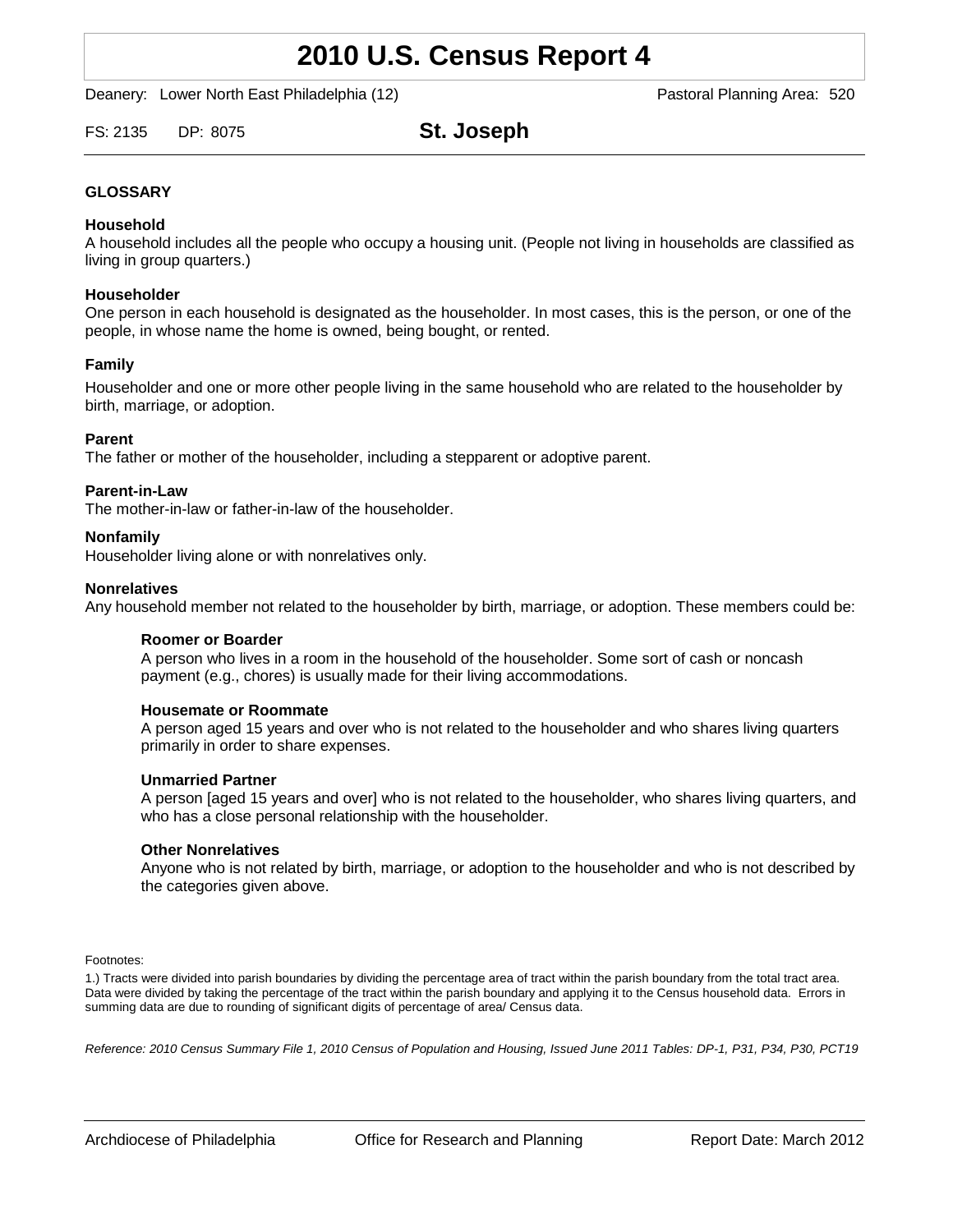# 2010 U.S. Census Report 4

Deanery: Lower North East Philadelphia (12) Pastoral Planning Area: 520

FS: 2135 DP: 8075 **St. Joseph**

## GLOSSARY

**Household**
A household includes all the people who occupy a housing unit. (People not living in households are classified as living in group quarters.)

**Householder**
One person in each household is designated as the householder. In most cases, this is the person, or one of the people, in whose name the home is owned, being bought, or rented.

**Family**
Householder and one or more other people living in the same household who are related to the householder by birth, marriage, or adoption.

**Parent**
The father or mother of the householder, including a stepparent or adoptive parent.

**Parent-in-Law**
The mother-in-law or father-in-law of the householder.

**Nonfamily**
Householder living alone or with nonrelatives only.

**Nonrelatives**
Any household member not related to the householder by birth, marriage, or adoption. These members could be:

> **Roomer or Boarder**
> A person who lives in a room in the household of the householder. Some sort of cash or noncash payment (e.g., chores) is usually made for their living accommodations.
>
> **Housemate or Roommate**
> A person aged 15 years and over who is not related to the householder and who shares living quarters primarily in order to share expenses.
>
> **Unmarried Partner**
> A person [aged 15 years and over] who is not related to the householder, who shares living quarters, and who has a close personal relationship with the householder.
>
> **Other Nonrelatives**
> Anyone who is not related by birth, marriage, or adoption to the householder and who is not described by the categories given above.

Footnotes:

1.) Tracts were divided into parish boundaries by dividing the percentage area of tract within the parish boundary from the total tract area. Data were divided by taking the percentage of the tract within the parish boundary and applying it to the Census household data. Errors in summing data are due to rounding of significant digits of percentage of area/ Census data.

*Reference: 2010 Census Summary File 1, 2010 Census of Population and Housing, Issued June 2011 Tables: DP-1, P31, P34, P30, PCT19*

Archdiocese of Philadelphia Office for Research and Planning Report Date: March 2012